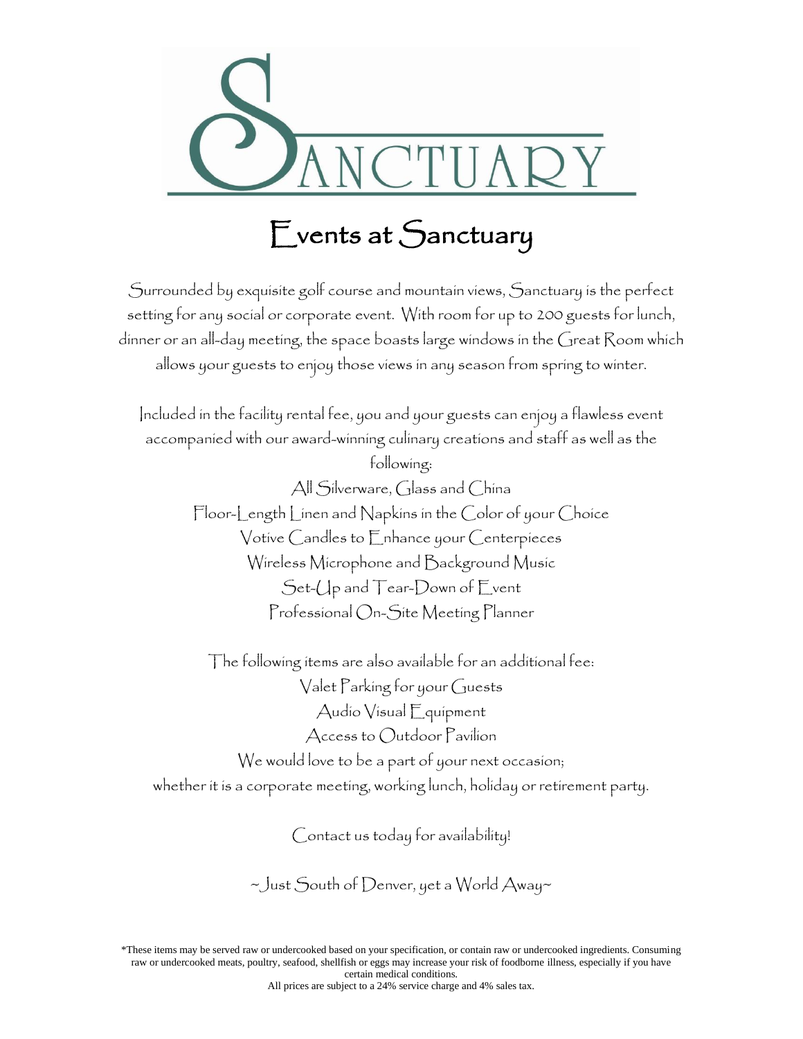# SANCTUARY

## Events at Sanctuary

Surrounded by exquisite golf course and mountain views, Sanctuary is the perfect setting for any social or corporate event. With room for up to 200 guests for lunch, dinner or an all-day meeting, the space boasts large windows in the Great Room which allows your guests to enjoy those views in any season from spring to winter.

Included in the facility rental fee, you and your guests can enjoy a flawless event accompanied with our award-winning culinary creations and staff as well as the following:

All Silverware, Glass and China
Floor-Length Linen and Napkins in the Color of your Choice
Votive Candles to Enhance your Centerpieces
Wireless Microphone and Background Music
Set-Up and Tear-Down of Event
Professional On-Site Meeting Planner

The following items are also available for an additional fee:

Valet Parking for your Guests
Audio Visual Equipment
Access to Outdoor Pavilion

We would love to be a part of your next occasion;
whether it is a corporate meeting, working lunch, holiday or retirement party.

Contact us today for availability!

~Just South of Denver, yet a World Away~

*These items may be served raw or undercooked based on your specification, or contain raw or undercooked ingredients. Consuming raw or undercooked meats, poultry, seafood, shellfish or eggs may increase your risk of foodborne illness, especially if you have certain medical conditions.
All prices are subject to a 24% service charge and 4% sales tax.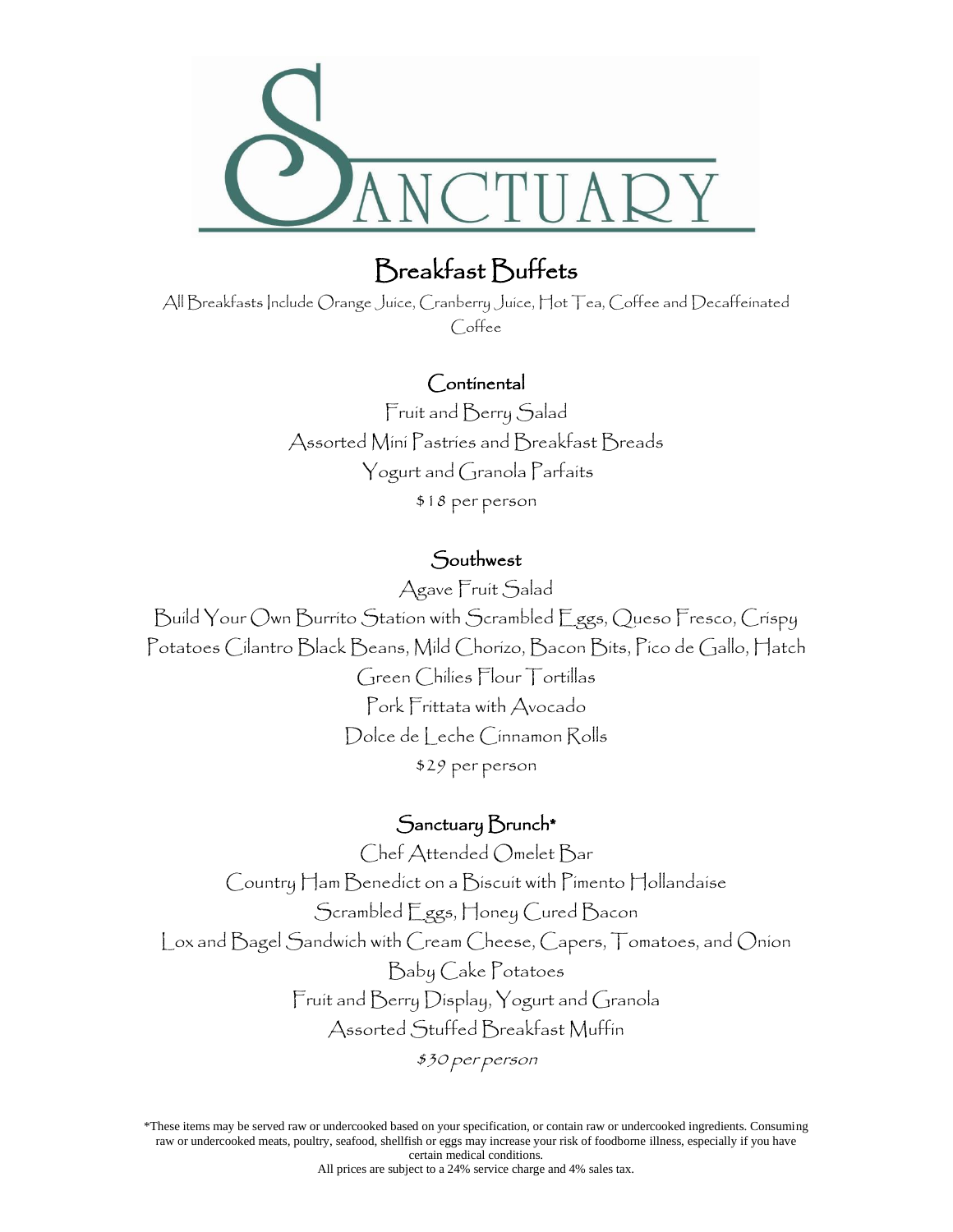# SANCTUARY

## Breakfast Buffets

All Breakfasts Include Orange Juice, Cranberry Juice, Hot Tea, Coffee and Decaffeinated Coffee

### Continental

Fruit and Berry Salad
Assorted Mini Pastries and Breakfast Breads
Yogurt and Granola Parfaits
$18 per person

### Southwest

Agave Fruit Salad
Build Your Own Burrito Station with Scrambled Eggs, Queso Fresco, Crispy Potatoes Cilantro Black Beans, Mild Chorizo, Bacon Bits, Pico de Gallo, Hatch Green Chilies Flour Tortillas
Pork Frittata with Avocado
Dolce de Leche Cinnamon Rolls
$29 per person

### Sanctuary Brunch*

Chef Attended Omelet Bar
Country Ham Benedict on a Biscuit with Pimento Hollandaise
Scrambled Eggs, Honey Cured Bacon
Lox and Bagel Sandwich with Cream Cheese, Capers, Tomatoes, and Onion
Baby Cake Potatoes
Fruit and Berry Display, Yogurt and Granola
Assorted Stuffed Breakfast Muffin
*$30 per person*

*These items may be served raw or undercooked based on your specification, or contain raw or undercooked ingredients. Consuming raw or undercooked meats, poultry, seafood, shellfish or eggs may increase your risk of foodborne illness, especially if you have certain medical conditions.
All prices are subject to a 24% service charge and 4% sales tax.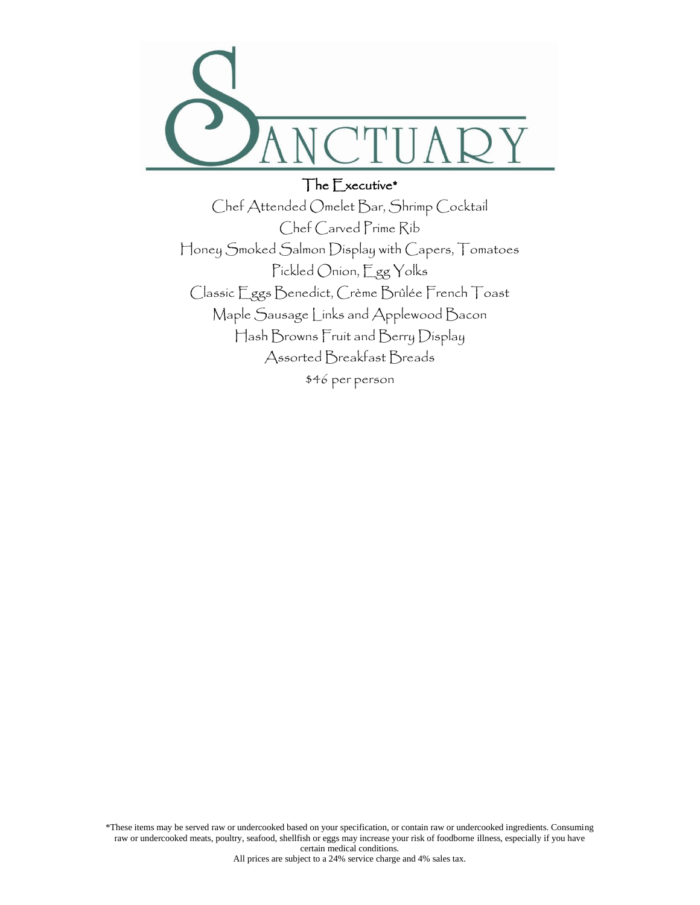# SANCTUARY

## The Executive*

Chef Attended Omelet Bar, Shrimp Cocktail
Chef Carved Prime Rib
Honey Smoked Salmon Display with Capers, Tomatoes
Pickled Onion, Egg Yolks
Classic Eggs Benedict, Crème Brûlée French Toast
Maple Sausage Links and Applewood Bacon
Hash Browns Fruit and Berry Display
Assorted Breakfast Breads

$46 per person

*These items may be served raw or undercooked based on your specification, or contain raw or undercooked ingredients. Consuming raw or undercooked meats, poultry, seafood, shellfish or eggs may increase your risk of foodborne illness, especially if you have certain medical conditions.
All prices are subject to a 24% service charge and 4% sales tax.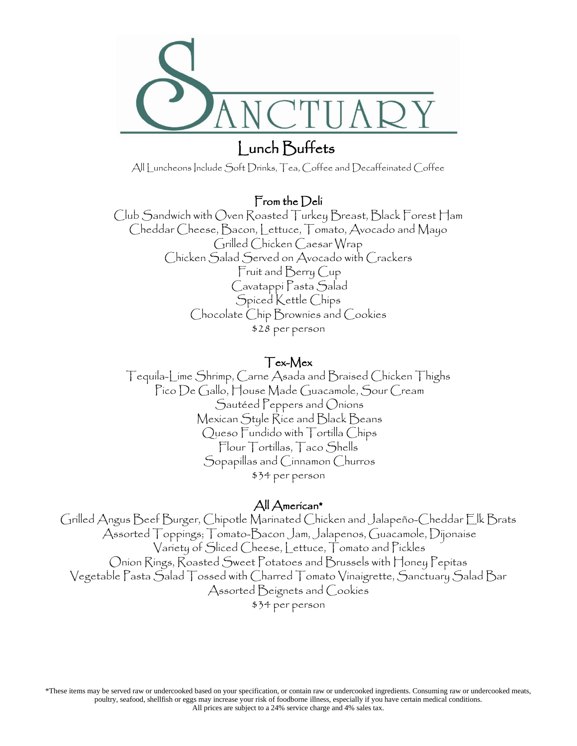# SANCTUARY

## Lunch Buffets

All Luncheons Include Soft Drinks, Tea, Coffee and Decaffeinated Coffee

### From the Deli

Club Sandwich with Oven Roasted Turkey Breast, Black Forest Ham
Cheddar Cheese, Bacon, Lettuce, Tomato, Avocado and Mayo
Grilled Chicken Caesar Wrap
Chicken Salad Served on Avocado with Crackers
Fruit and Berry Cup
Cavatappi Pasta Salad
Spiced Kettle Chips
Chocolate Chip Brownies and Cookies
$28 per person

### Tex-Mex

Tequila-Lime Shrimp, Carne Asada and Braised Chicken Thighs
Pico De Gallo, House Made Guacamole, Sour Cream
Sautéed Peppers and Onions
Mexican Style Rice and Black Beans
Queso Fundido with Tortilla Chips
Flour Tortillas, Taco Shells
Sopapillas and Cinnamon Churros
$34 per person

### All American*

Grilled Angus Beef Burger, Chipotle Marinated Chicken and Jalapeño-Cheddar Elk Brats
Assorted Toppings; Tomato-Bacon Jam, Jalapenos, Guacamole, Dijonaise
Variety of Sliced Cheese, Lettuce, Tomato and Pickles
Onion Rings, Roasted Sweet Potatoes and Brussels with Honey Pepitas
Vegetable Pasta Salad Tossed with Charred Tomato Vinaigrette, Sanctuary Salad Bar
Assorted Beignets and Cookies
$34 per person

*These items may be served raw or undercooked based on your specification, or contain raw or undercooked ingredients. Consuming raw or undercooked meats, poultry, seafood, shellfish or eggs may increase your risk of foodborne illness, especially if you have certain medical conditions.
All prices are subject to a 24% service charge and 4% sales tax.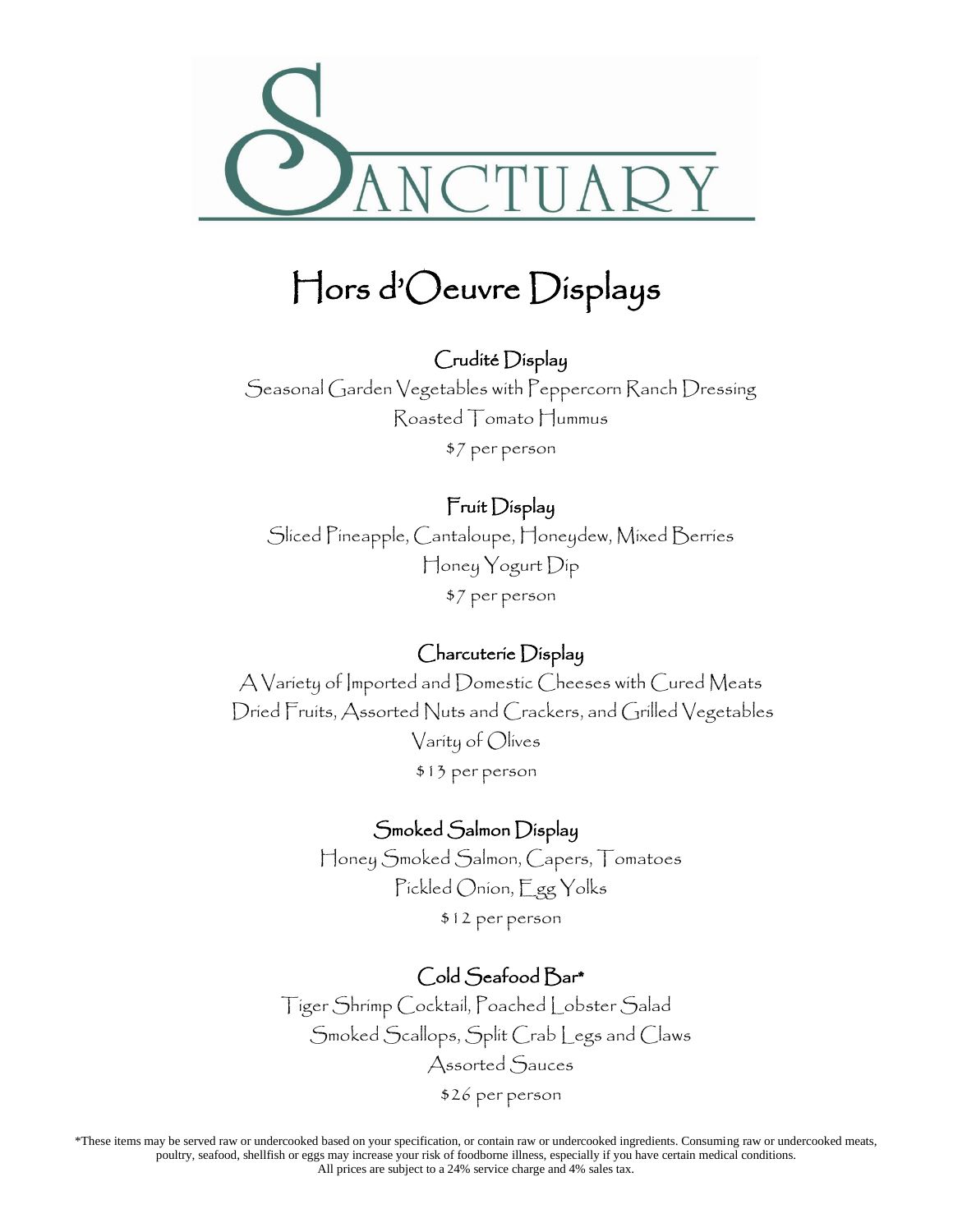# SANCTUARY

## Hors d'Oeuvre Displays

### Crudité Display

Seasonal Garden Vegetables with Peppercorn Ranch Dressing
Roasted Tomato Hummus
$7 per person

### Fruit Display

Sliced Pineapple, Cantaloupe, Honeydew, Mixed Berries
Honey Yogurt Dip
$7 per person

### Charcuterie Display

A Variety of Imported and Domestic Cheeses with Cured Meats
Dried Fruits, Assorted Nuts and Crackers, and Grilled Vegetables
Varity of Olives
$13 per person

### Smoked Salmon Display

Honey Smoked Salmon, Capers, Tomatoes
Pickled Onion, Egg Yolks
$12 per person

### Cold Seafood Bar*

Tiger Shrimp Cocktail, Poached Lobster Salad
Smoked Scallops, Split Crab Legs and Claws
Assorted Sauces
$26 per person

*These items may be served raw or undercooked based on your specification, or contain raw or undercooked ingredients. Consuming raw or undercooked meats, poultry, seafood, shellfish or eggs may increase your risk of foodborne illness, especially if you have certain medical conditions.
All prices are subject to a 24% service charge and 4% sales tax.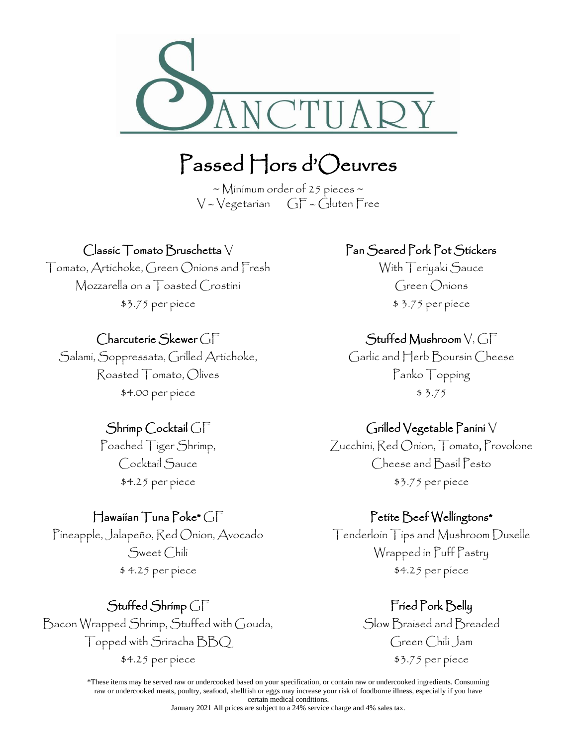# SANCTUARY

## Passed Hors d'Oeuvres

~ Minimum order of 25 pieces ~
V – Vegetarian GF – Gluten Free

### Classic Tomato Bruschetta V

Tomato, Artichoke, Green Onions and Fresh Mozzarella on a Toasted Crostini
$3.75 per piece

### Charcuterie Skewer GF

Salami, Soppressata, Grilled Artichoke, Roasted Tomato, Olives
$4.00 per piece

### Shrimp Cocktail GF

Poached Tiger Shrimp, Cocktail Sauce
$4.25 per piece

### Hawaiian Tuna Poke* GF

Pineapple, Jalapeño, Red Onion, Avocado Sweet Chili
$ 4.25 per piece

### Stuffed Shrimp GF

Bacon Wrapped Shrimp, Stuffed with Gouda, Topped with Sriracha BBQ
$4.25 per piece

### Pan Seared Pork Pot Stickers

With Teriyaki Sauce Green Onions
$ 3.75 per piece

### Stuffed Mushroom V, GF

Garlic and Herb Boursin Cheese Panko Topping
$ 3.75

### Grilled Vegetable Panini V

Zucchini, Red Onion, Tomato, Provolone Cheese and Basil Pesto
$3.75 per piece

### Petite Beef Wellingtons*

Tenderloin Tips and Mushroom Duxelle Wrapped in Puff Pastry
$4.25 per piece

### Fried Pork Belly

Slow Braised and Breaded Green Chili Jam
$3.75 per piece

*These items may be served raw or undercooked based on your specification, or contain raw or undercooked ingredients. Consuming raw or undercooked meats, poultry, seafood, shellfish or eggs may increase your risk of foodborne illness, especially if you have certain medical conditions.

January 2021 All prices are subject to a 24% service charge and 4% sales tax.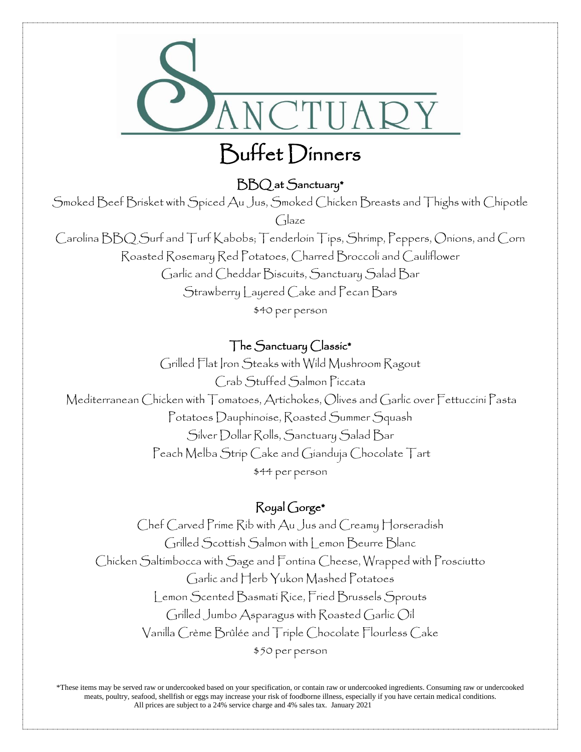# SANCTUARY

## Buffet Dinners

### BBQ at Sanctuary*

Smoked Beef Brisket with Spiced Au Jus, Smoked Chicken Breasts and Thighs with Chipotle Glaze

Carolina BBQ Surf and Turf Kabobs; Tenderloin Tips, Shrimp, Peppers, Onions, and Corn

Roasted Rosemary Red Potatoes, Charred Broccoli and Cauliflower

Garlic and Cheddar Biscuits, Sanctuary Salad Bar

Strawberry Layered Cake and Pecan Bars

$40 per person

### The Sanctuary Classic*

Grilled Flat Iron Steaks with Wild Mushroom Ragout

Crab Stuffed Salmon Piccata

Mediterranean Chicken with Tomatoes, Artichokes, Olives and Garlic over Fettuccini Pasta

Potatoes Dauphinoise, Roasted Summer Squash

Silver Dollar Rolls, Sanctuary Salad Bar

Peach Melba Strip Cake and Gianduja Chocolate Tart

$44 per person

### Royal Gorge*

Chef Carved Prime Rib with Au Jus and Creamy Horseradish

Grilled Scottish Salmon with Lemon Beurre Blanc

Chicken Saltimbocca with Sage and Fontina Cheese, Wrapped with Prosciutto

Garlic and Herb Yukon Mashed Potatoes

Lemon Scented Basmati Rice, Fried Brussels Sprouts

Grilled Jumbo Asparagus with Roasted Garlic Oil

Vanilla Crème Brûlée and Triple Chocolate Flourless Cake

$50 per person

*These items may be served raw or undercooked based on your specification, or contain raw or undercooked ingredients. Consuming raw or undercooked meats, poultry, seafood, shellfish or eggs may increase your risk of foodborne illness, especially if you have certain medical conditions. All prices are subject to a 24% service charge and 4% sales tax. January 2021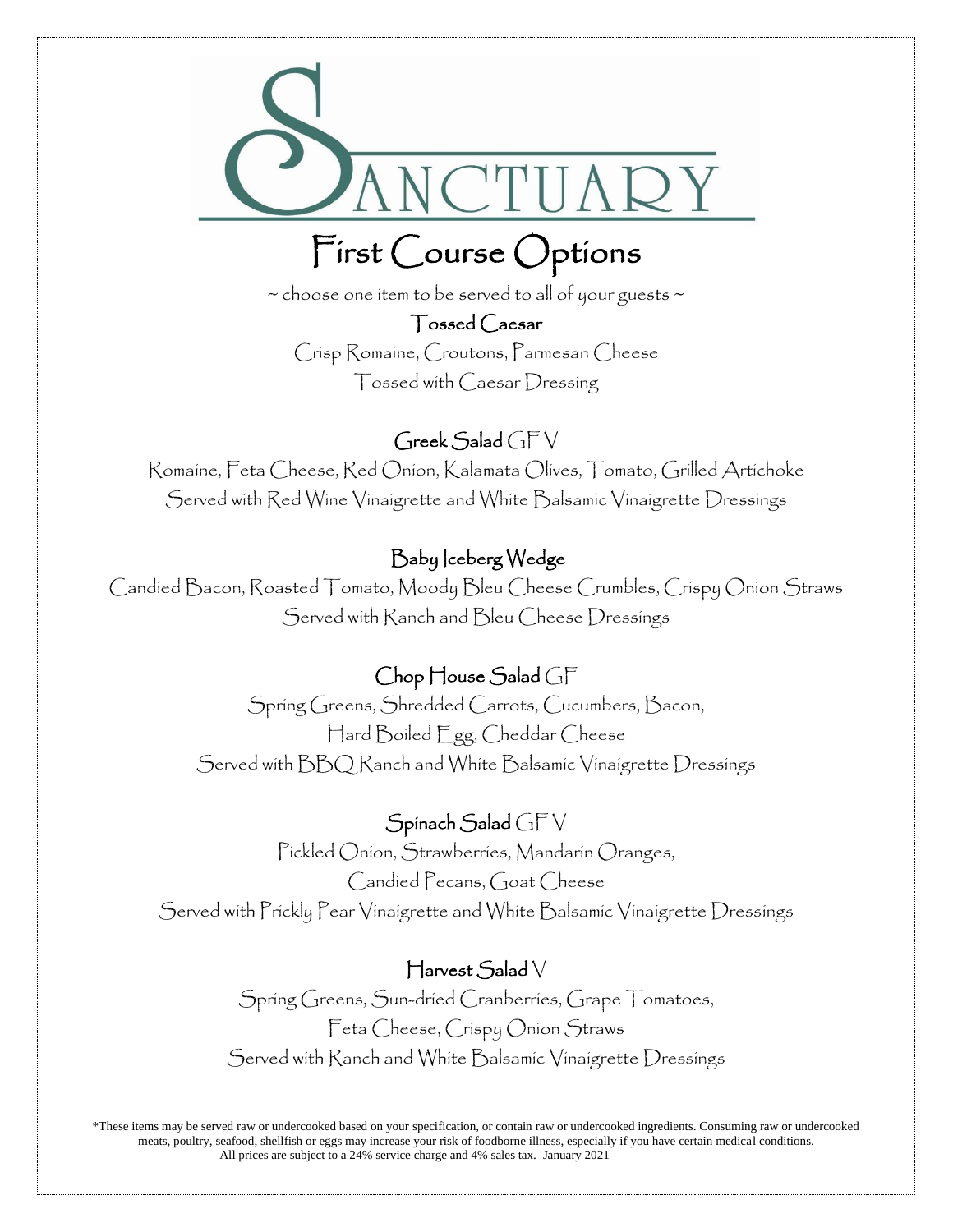# SANCTUARY

## First Course Options

~ choose one item to be served to all of your guests ~

### Tossed Caesar

Crisp Romaine, Croutons, Parmesan Cheese
Tossed with Caesar Dressing

### Greek Salad GF V

Romaine, Feta Cheese, Red Onion, Kalamata Olives, Tomato, Grilled Artichoke
Served with Red Wine Vinaigrette and White Balsamic Vinaigrette Dressings

### Baby Iceberg Wedge

Candied Bacon, Roasted Tomato, Moody Bleu Cheese Crumbles, Crispy Onion Straws
Served with Ranch and Bleu Cheese Dressings

### Chop House Salad GF

Spring Greens, Shredded Carrots, Cucumbers, Bacon,
Hard Boiled Egg, Cheddar Cheese
Served with BBQ Ranch and White Balsamic Vinaigrette Dressings

### Spinach Salad GF V

Pickled Onion, Strawberries, Mandarin Oranges,
Candied Pecans, Goat Cheese
Served with Prickly Pear Vinaigrette and White Balsamic Vinaigrette Dressings

### Harvest Salad V

Spring Greens, Sun-dried Cranberries, Grape Tomatoes,
Feta Cheese, Crispy Onion Straws
Served with Ranch and White Balsamic Vinaigrette Dressings

*These items may be served raw or undercooked based on your specification, or contain raw or undercooked ingredients. Consuming raw or undercooked meats, poultry, seafood, shellfish or eggs may increase your risk of foodborne illness, especially if you have certain medical conditions.
All prices are subject to a 24% service charge and 4% sales tax. January 2021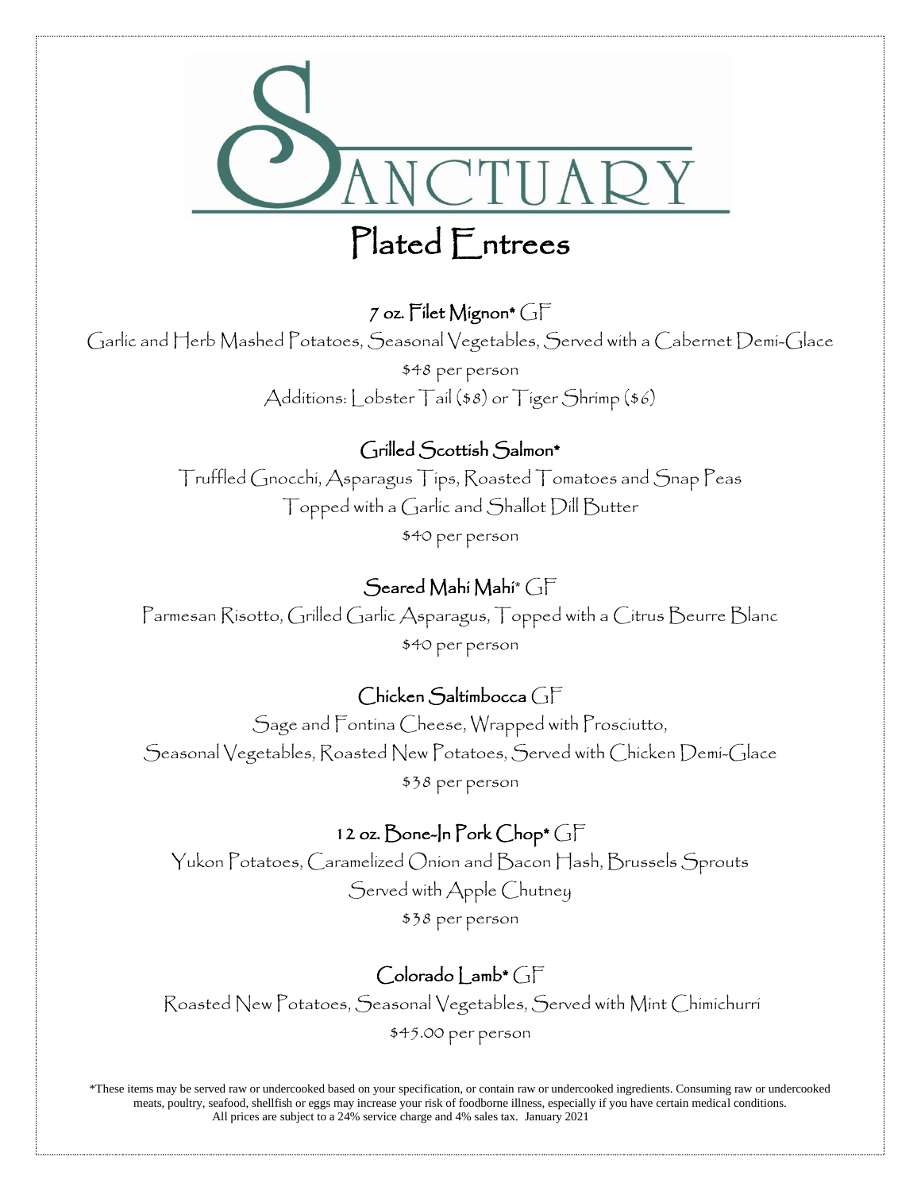# SANCTUARY

## Plated Entrees

### 7 oz. Filet Mignon* GF

Garlic and Herb Mashed Potatoes, Seasonal Vegetables, Served with a Cabernet Demi-Glace

$48 per person

Additions: Lobster Tail ($8) or Tiger Shrimp ($6)

### Grilled Scottish Salmon*

Truffled Gnocchi, Asparagus Tips, Roasted Tomatoes and Snap Peas

Topped with a Garlic and Shallot Dill Butter

$40 per person

### Seared Mahi Mahi* GF

Parmesan Risotto, Grilled Garlic Asparagus, Topped with a Citrus Beurre Blanc

$40 per person

### Chicken Saltimbocca GF

Sage and Fontina Cheese, Wrapped with Prosciutto,

Seasonal Vegetables, Roasted New Potatoes, Served with Chicken Demi-Glace

$38 per person

### 12 oz. Bone-In Pork Chop* GF

Yukon Potatoes, Caramelized Onion and Bacon Hash, Brussels Sprouts

Served with Apple Chutney

$38 per person

### Colorado Lamb* GF

Roasted New Potatoes, Seasonal Vegetables, Served with Mint Chimichurri

$45.00 per person

*These items may be served raw or undercooked based on your specification, or contain raw or undercooked ingredients. Consuming raw or undercooked meats, poultry, seafood, shellfish or eggs may increase your risk of foodborne illness, especially if you have certain medical conditions.
All prices are subject to a 24% service charge and 4% sales tax. January 2021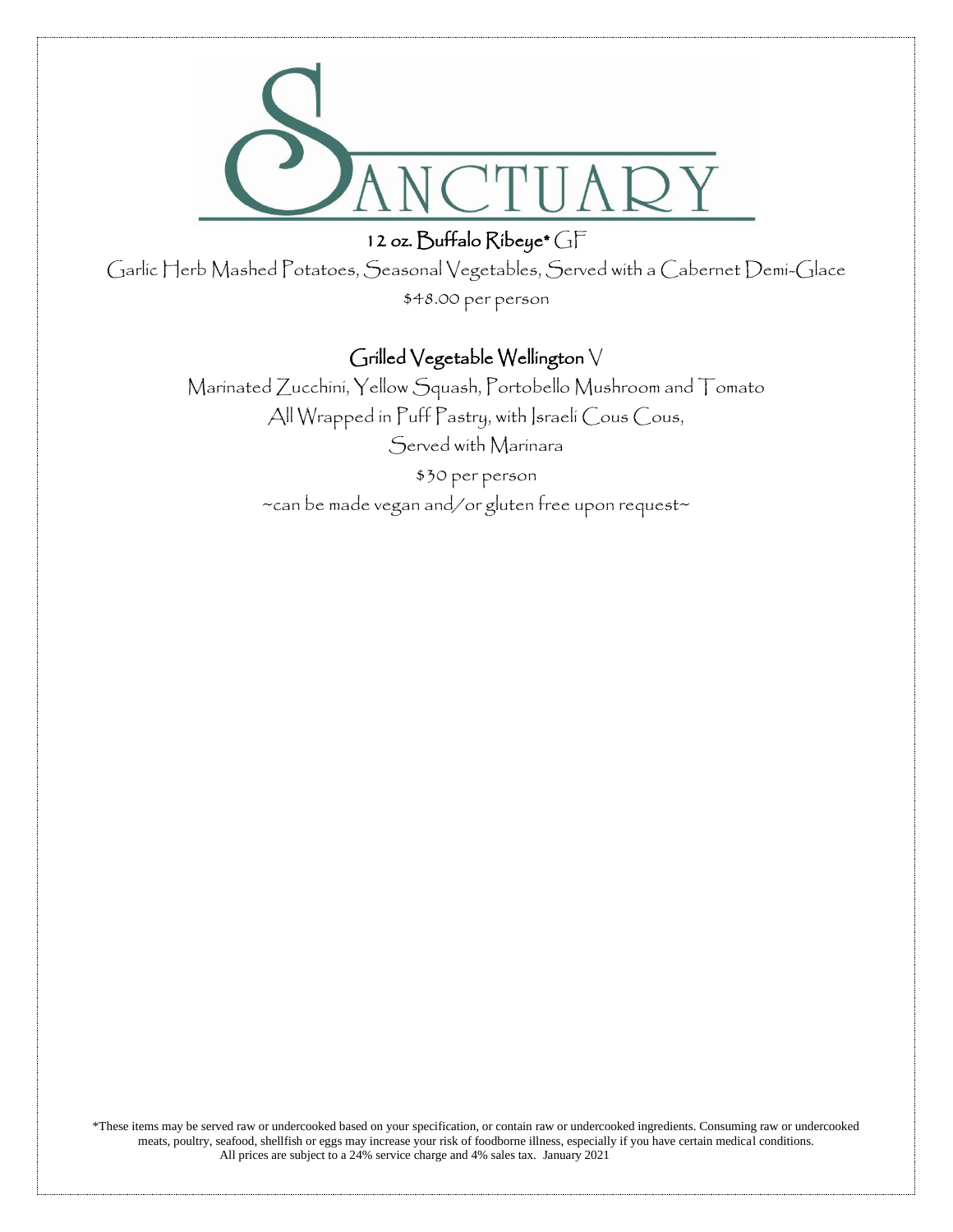# SANCTUARY

## 12 oz. Buffalo Ribeye* GF

Garlic Herb Mashed Potatoes, Seasonal Vegetables, Served with a Cabernet Demi-Glace

$48.00 per person

## Grilled Vegetable Wellington V

Marinated Zucchini, Yellow Squash, Portobello Mushroom and Tomato
All Wrapped in Puff Pastry, with Israeli Cous Cous,
Served with Marinara

$30 per person

~can be made vegan and/or gluten free upon request~

*These items may be served raw or undercooked based on your specification, or contain raw or undercooked ingredients. Consuming raw or undercooked meats, poultry, seafood, shellfish or eggs may increase your risk of foodborne illness, especially if you have certain medical conditions.
All prices are subject to a 24% service charge and 4% sales tax. January 2021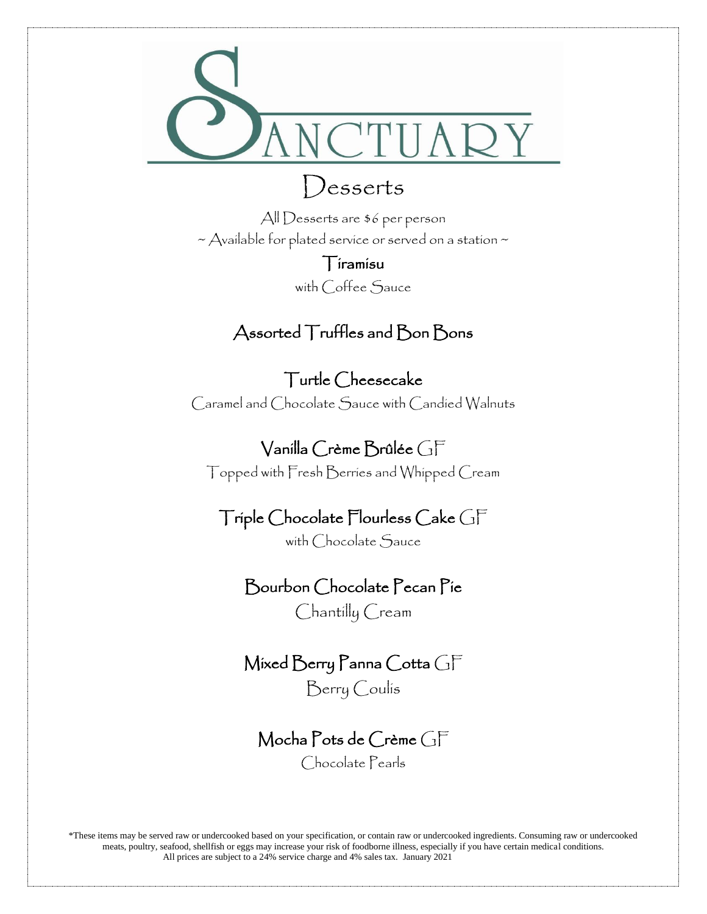# SANCTUARY

## Desserts

All Desserts are $6 per person

~ Available for plated service or served on a station ~

**Tiramisu**
with Coffee Sauce

**Assorted Truffles and Bon Bons**

**Turtle Cheesecake**
Caramel and Chocolate Sauce with Candied Walnuts

**Vanilla Crème Brûlée** GF
Topped with Fresh Berries and Whipped Cream

**Triple Chocolate Flourless Cake** GF
with Chocolate Sauce

**Bourbon Chocolate Pecan Pie**
Chantilly Cream

**Mixed Berry Panna Cotta** GF
Berry Coulis

**Mocha Pots de Crème** GF
Chocolate Pearls

*These items may be served raw or undercooked based on your specification, or contain raw or undercooked ingredients. Consuming raw or undercooked meats, poultry, seafood, shellfish or eggs may increase your risk of foodborne illness, especially if you have certain medical conditions.
All prices are subject to a 24% service charge and 4% sales tax. January 2021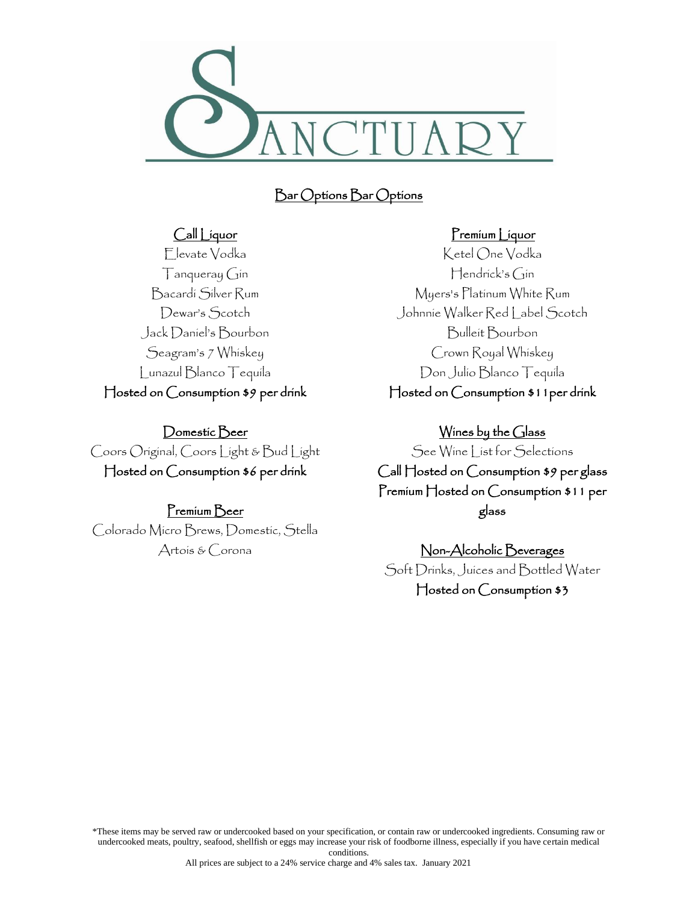# SANCTUARY

## Bar Options Bar Options

### Call Liquor

Elevate Vodka
Tanqueray Gin
Bacardi Silver Rum
Dewar's Scotch
Jack Daniel's Bourbon
Seagram's 7 Whiskey
Lunazul Blanco Tequila

**Hosted on Consumption $9 per drink**

### Domestic Beer

Coors Original, Coors Light & Bud Light

**Hosted on Consumption $6 per drink**

### Premium Beer

Colorado Micro Brews, Domestic, Stella Artois & Corona

### Premium Liquor

Ketel One Vodka
Hendrick's Gin
Myers's Platinum White Rum
Johnnie Walker Red Label Scotch
Bulleit Bourbon
Crown Royal Whiskey
Don Julio Blanco Tequila

**Hosted on Consumption $11 per drink**

### Wines by the Glass

See Wine List for Selections

**Call Hosted on Consumption $9 per glass**

**Premium Hosted on Consumption $11 per glass**

### Non-Alcoholic Beverages

Soft Drinks, Juices and Bottled Water

**Hosted on Consumption $3**

*These items may be served raw or undercooked based on your specification, or contain raw or undercooked ingredients. Consuming raw or undercooked meats, poultry, seafood, shellfish or eggs may increase your risk of foodborne illness, especially if you have certain medical conditions.

All prices are subject to a 24% service charge and 4% sales tax. January 2021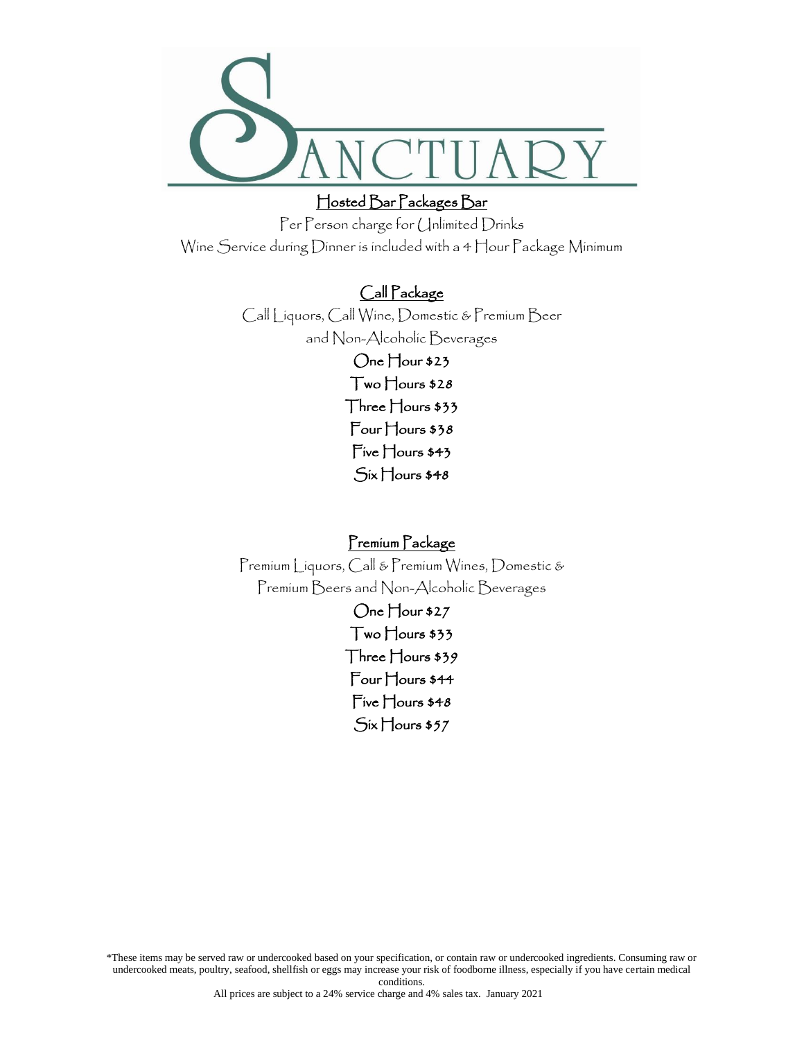# SANCTUARY

## Hosted Bar Packages Bar

Per Person charge for Unlimited Drinks

Wine Service during Dinner is included with a 4 Hour Package Minimum

### Call Package

Call Liquors, Call Wine, Domestic & Premium Beer
and Non-Alcoholic Beverages

**One Hour $23**

**Two Hours $28**

**Three Hours $33**

**Four Hours $38**

**Five Hours $43**

**Six Hours $48**

### Premium Package

Premium Liquors, Call & Premium Wines, Domestic &
Premium Beers and Non-Alcoholic Beverages

**One Hour $27**

**Two Hours $33**

**Three Hours $39**

**Four Hours $44**

**Five Hours $48**

**Six Hours $57**

*These items may be served raw or undercooked based on your specification, or contain raw or undercooked ingredients. Consuming raw or undercooked meats, poultry, seafood, shellfish or eggs may increase your risk of foodborne illness, especially if you have certain medical conditions.

All prices are subject to a 24% service charge and 4% sales tax. January 2021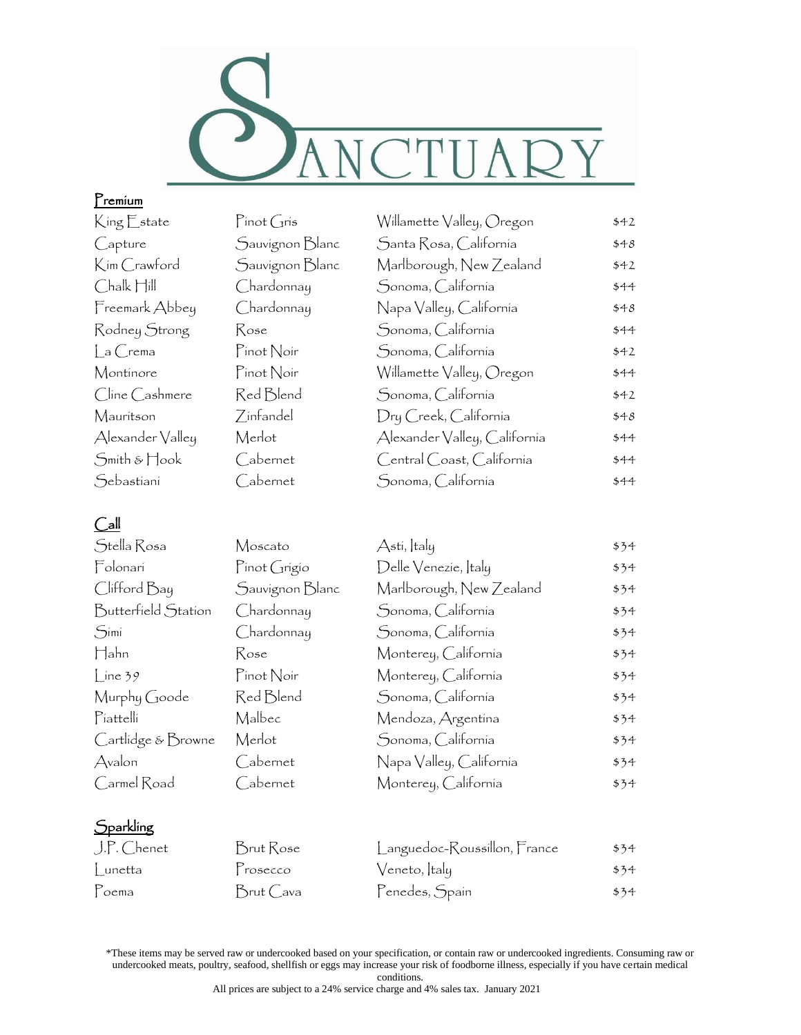# SANCTUARY

## Premium

| | | | |
|---|---|---|---|
| King Estate | Pinot Gris | Willamette Valley, Oregon | $42 |
| Capture | Sauvignon Blanc | Santa Rosa, California | $48 |
| Kim Crawford | Sauvignon Blanc | Marlborough, New Zealand | $42 |
| Chalk Hill | Chardonnay | Sonoma, California | $44 |
| Freemark Abbey | Chardonnay | Napa Valley, California | $48 |
| Rodney Strong | Rose | Sonoma, California | $44 |
| La Crema | Pinot Noir | Sonoma, California | $42 |
| Montinore | Pinot Noir | Willamette Valley, Oregon | $44 |
| Cline Cashmere | Red Blend | Sonoma, California | $42 |
| Mauritson | Zinfandel | Dry Creek, California | $48 |
| Alexander Valley | Merlot | Alexander Valley, California | $44 |
| Smith & Hook | Cabernet | Central Coast, California | $44 |
| Sebastiani | Cabernet | Sonoma, California | $44 |

## Call

| | | | |
|---|---|---|---|
| Stella Rosa | Moscato | Asti, Italy | $34 |
| Folonari | Pinot Grigio | Delle Venezie, Italy | $34 |
| Clifford Bay | Sauvignon Blanc | Marlborough, New Zealand | $34 |
| Butterfield Station | Chardonnay | Sonoma, California | $34 |
| Simi | Chardonnay | Sonoma, California | $34 |
| Hahn | Rose | Monterey, California | $34 |
| Line 39 | Pinot Noir | Monterey, California | $34 |
| Murphy Goode | Red Blend | Sonoma, California | $34 |
| Piattelli | Malbec | Mendoza, Argentina | $34 |
| Cartlidge & Browne | Merlot | Sonoma, California | $34 |
| Avalon | Cabernet | Napa Valley, California | $34 |
| Carmel Road | Cabernet | Monterey, California | $34 |

## Sparkling

| | | | |
|---|---|---|---|
| J.P. Chenet | Brut Rose | Languedoc-Roussillon, France | $34 |
| Lunetta | Prosecco | Veneto, Italy | $34 |
| Poema | Brut Cava | Penedes, Spain | $34 |

*These items may be served raw or undercooked based on your specification, or contain raw or undercooked ingredients. Consuming raw or undercooked meats, poultry, seafood, shellfish or eggs may increase your risk of foodborne illness, especially if you have certain medical conditions.

All prices are subject to a 24% service charge and 4% sales tax. January 2021